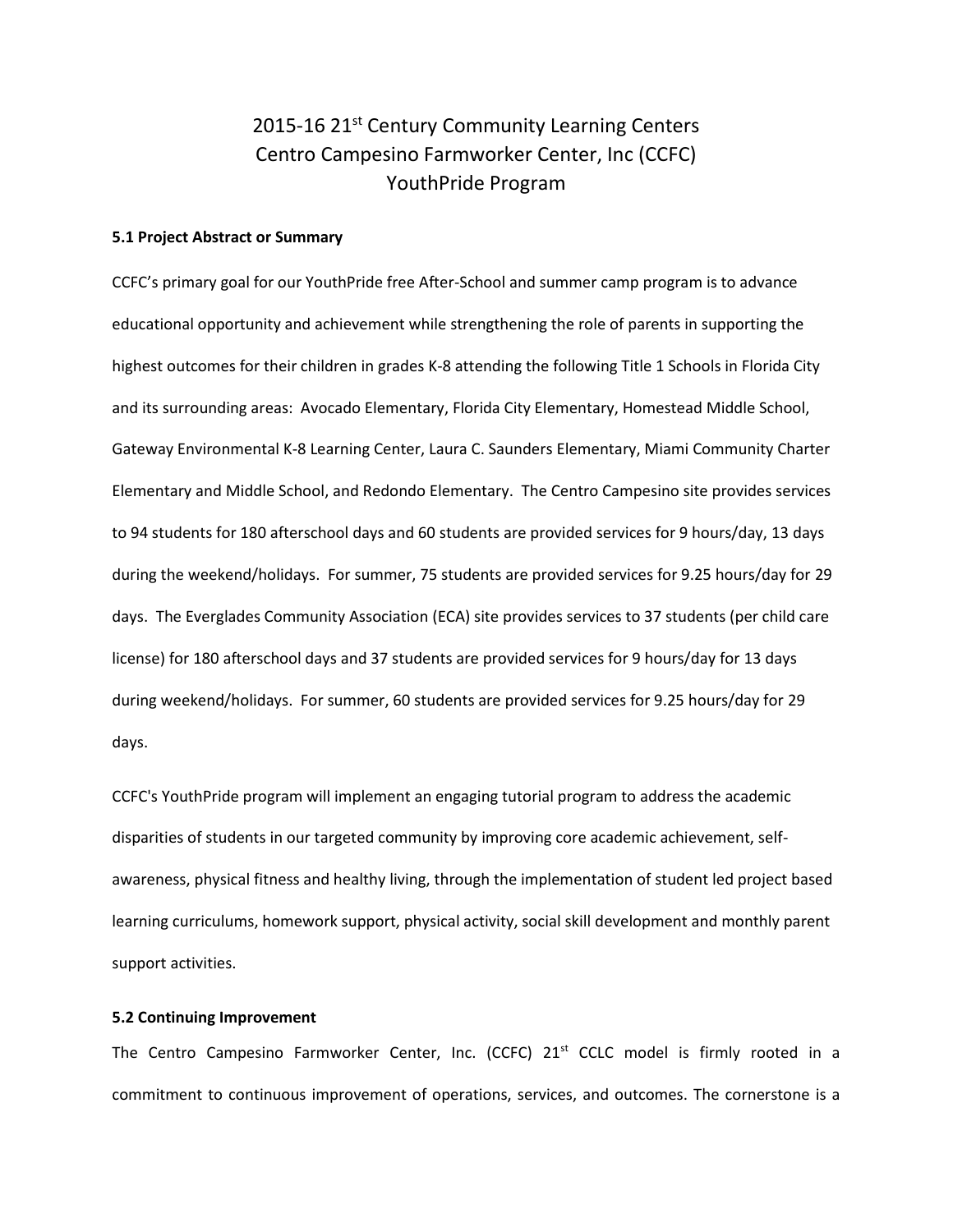# 2015-16 21st Century Community Learning Centers
# Centro Campesino Farmworker Center, Inc (CCFC)
# YouthPride Program

**5.1 Project Abstract or Summary**

CCFC's primary goal for our YouthPride free After-School and summer camp program is to advance educational opportunity and achievement while strengthening the role of parents in supporting the highest outcomes for their children in grades K-8 attending the following Title 1 Schools in Florida City and its surrounding areas: Avocado Elementary, Florida City Elementary, Homestead Middle School, Gateway Environmental K-8 Learning Center, Laura C. Saunders Elementary, Miami Community Charter Elementary and Middle School, and Redondo Elementary. The Centro Campesino site provides services to 94 students for 180 afterschool days and 60 students are provided services for 9 hours/day, 13 days during the weekend/holidays. For summer, 75 students are provided services for 9.25 hours/day for 29 days. The Everglades Community Association (ECA) site provides services to 37 students (per child care license) for 180 afterschool days and 37 students are provided services for 9 hours/day for 13 days during weekend/holidays. For summer, 60 students are provided services for 9.25 hours/day for 29 days.

CCFC's YouthPride program will implement an engaging tutorial program to address the academic disparities of students in our targeted community by improving core academic achievement, self-awareness, physical fitness and healthy living, through the implementation of student led project based learning curriculums, homework support, physical activity, social skill development and monthly parent support activities.

**5.2 Continuing Improvement**

The Centro Campesino Farmworker Center, Inc. (CCFC) 21st CCLC model is firmly rooted in a commitment to continuous improvement of operations, services, and outcomes. The cornerstone is a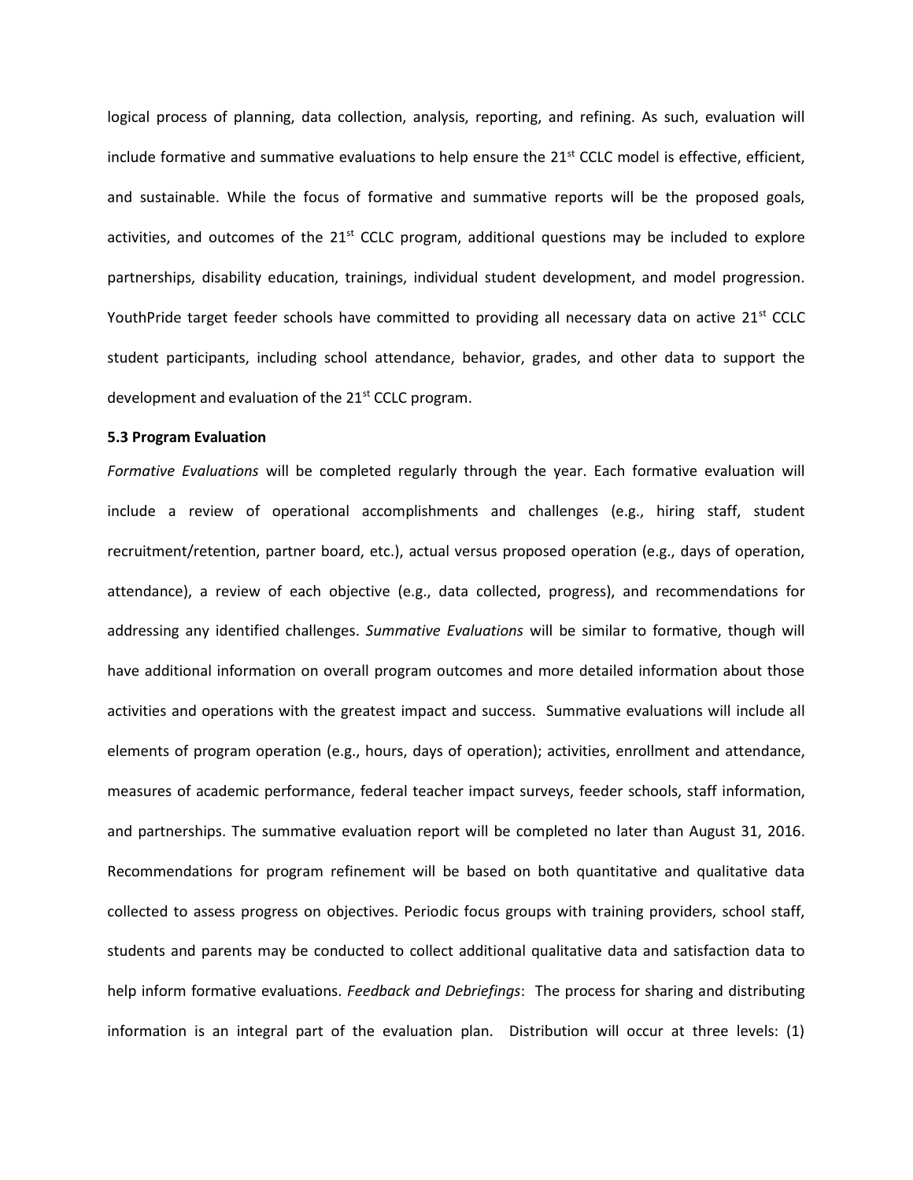logical process of planning, data collection, analysis, reporting, and refining. As such, evaluation will include formative and summative evaluations to help ensure the 21st CCLC model is effective, efficient, and sustainable. While the focus of formative and summative reports will be the proposed goals, activities, and outcomes of the 21st CCLC program, additional questions may be included to explore partnerships, disability education, trainings, individual student development, and model progression. YouthPride target feeder schools have committed to providing all necessary data on active 21st CCLC student participants, including school attendance, behavior, grades, and other data to support the development and evaluation of the 21st CCLC program.

**5.3 Program Evaluation**

*Formative Evaluations* will be completed regularly through the year. Each formative evaluation will include a review of operational accomplishments and challenges (e.g., hiring staff, student recruitment/retention, partner board, etc.), actual versus proposed operation (e.g., days of operation, attendance), a review of each objective (e.g., data collected, progress), and recommendations for addressing any identified challenges. *Summative Evaluations* will be similar to formative, though will have additional information on overall program outcomes and more detailed information about those activities and operations with the greatest impact and success. Summative evaluations will include all elements of program operation (e.g., hours, days of operation); activities, enrollment and attendance, measures of academic performance, federal teacher impact surveys, feeder schools, staff information, and partnerships. The summative evaluation report will be completed no later than August 31, 2016. Recommendations for program refinement will be based on both quantitative and qualitative data collected to assess progress on objectives. Periodic focus groups with training providers, school staff, students and parents may be conducted to collect additional qualitative data and satisfaction data to help inform formative evaluations. *Feedback and Debriefings*: The process for sharing and distributing information is an integral part of the evaluation plan. Distribution will occur at three levels: (1)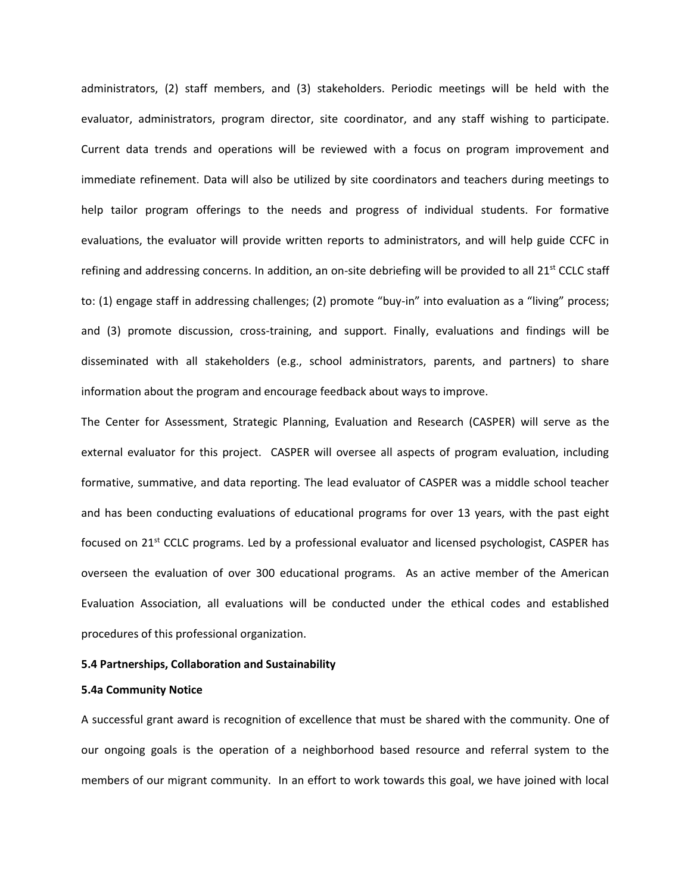administrators, (2) staff members, and (3) stakeholders. Periodic meetings will be held with the evaluator, administrators, program director, site coordinator, and any staff wishing to participate. Current data trends and operations will be reviewed with a focus on program improvement and immediate refinement. Data will also be utilized by site coordinators and teachers during meetings to help tailor program offerings to the needs and progress of individual students. For formative evaluations, the evaluator will provide written reports to administrators, and will help guide CCFC in refining and addressing concerns. In addition, an on-site debriefing will be provided to all 21st CCLC staff to: (1) engage staff in addressing challenges; (2) promote "buy-in" into evaluation as a "living" process; and (3) promote discussion, cross-training, and support. Finally, evaluations and findings will be disseminated with all stakeholders (e.g., school administrators, parents, and partners) to share information about the program and encourage feedback about ways to improve.

The Center for Assessment, Strategic Planning, Evaluation and Research (CASPER) will serve as the external evaluator for this project. CASPER will oversee all aspects of program evaluation, including formative, summative, and data reporting. The lead evaluator of CASPER was a middle school teacher and has been conducting evaluations of educational programs for over 13 years, with the past eight focused on 21st CCLC programs. Led by a professional evaluator and licensed psychologist, CASPER has overseen the evaluation of over 300 educational programs. As an active member of the American Evaluation Association, all evaluations will be conducted under the ethical codes and established procedures of this professional organization.

**5.4 Partnerships, Collaboration and Sustainability**

**5.4a Community Notice**

A successful grant award is recognition of excellence that must be shared with the community. One of our ongoing goals is the operation of a neighborhood based resource and referral system to the members of our migrant community. In an effort to work towards this goal, we have joined with local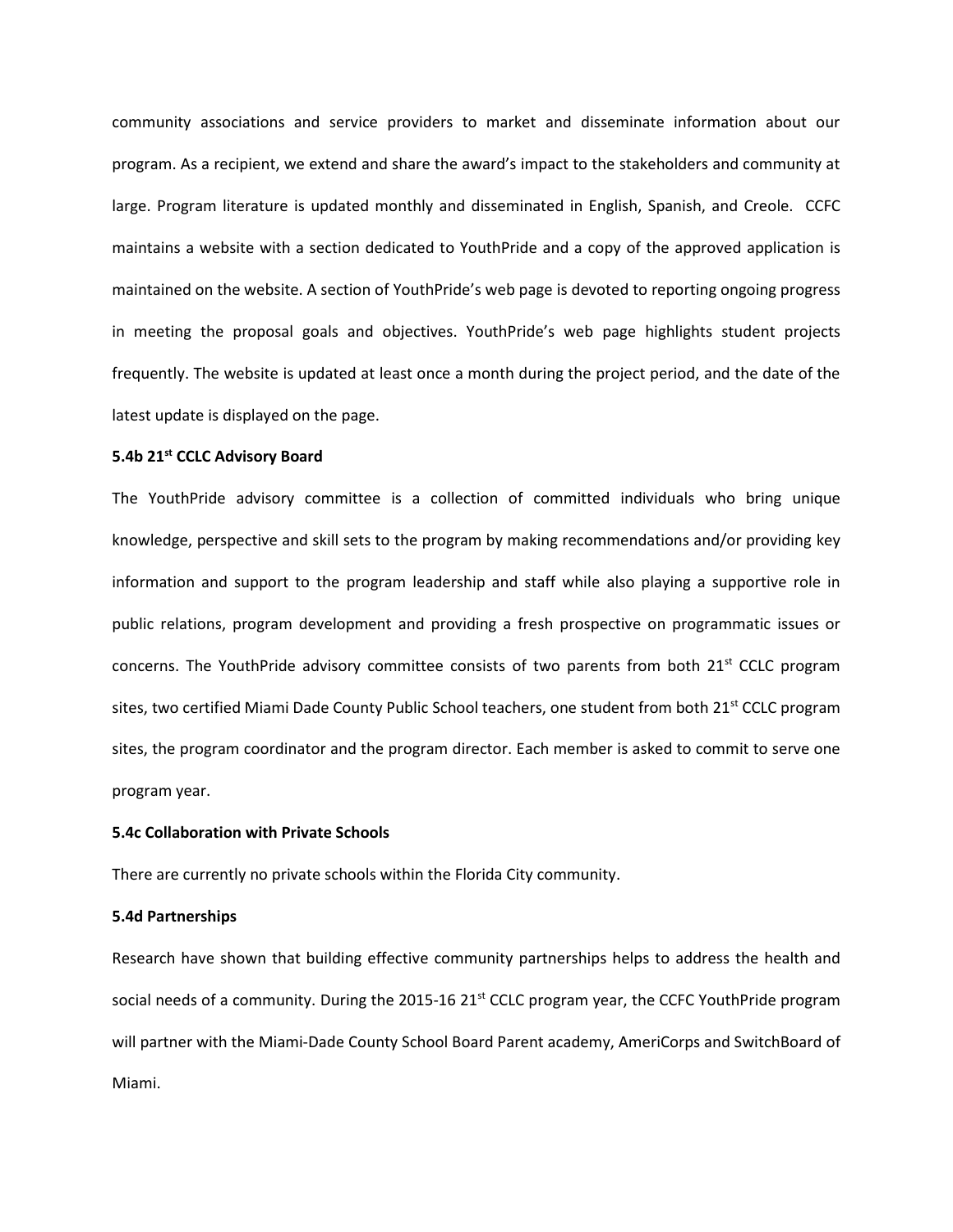community associations and service providers to market and disseminate information about our program. As a recipient, we extend and share the award's impact to the stakeholders and community at large. Program literature is updated monthly and disseminated in English, Spanish, and Creole. CCFC maintains a website with a section dedicated to YouthPride and a copy of the approved application is maintained on the website. A section of YouthPride's web page is devoted to reporting ongoing progress in meeting the proposal goals and objectives. YouthPride's web page highlights student projects frequently. The website is updated at least once a month during the project period, and the date of the latest update is displayed on the page.

**5.4b 21st CCLC Advisory Board**

The YouthPride advisory committee is a collection of committed individuals who bring unique knowledge, perspective and skill sets to the program by making recommendations and/or providing key information and support to the program leadership and staff while also playing a supportive role in public relations, program development and providing a fresh prospective on programmatic issues or concerns. The YouthPride advisory committee consists of two parents from both 21st CCLC program sites, two certified Miami Dade County Public School teachers, one student from both 21st CCLC program sites, the program coordinator and the program director. Each member is asked to commit to serve one program year.

**5.4c Collaboration with Private Schools**

There are currently no private schools within the Florida City community.

**5.4d Partnerships**

Research have shown that building effective community partnerships helps to address the health and social needs of a community. During the 2015-16 21st CCLC program year, the CCFC YouthPride program will partner with the Miami-Dade County School Board Parent academy, AmeriCorps and SwitchBoard of Miami.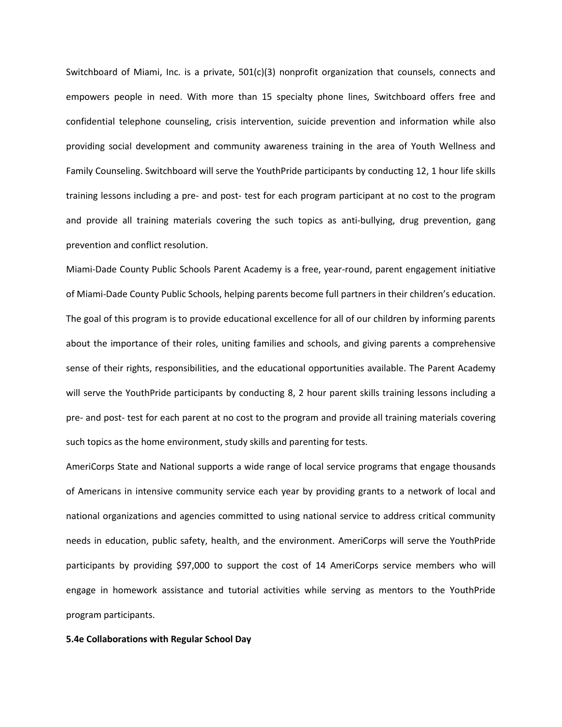Switchboard of Miami, Inc. is a private, 501(c)(3) nonprofit organization that counsels, connects and empowers people in need. With more than 15 specialty phone lines, Switchboard offers free and confidential telephone counseling, crisis intervention, suicide prevention and information while also providing social development and community awareness training in the area of Youth Wellness and Family Counseling. Switchboard will serve the YouthPride participants by conducting 12, 1 hour life skills training lessons including a pre- and post- test for each program participant at no cost to the program and provide all training materials covering the such topics as anti-bullying, drug prevention, gang prevention and conflict resolution.

Miami-Dade County Public Schools Parent Academy is a free, year-round, parent engagement initiative of Miami-Dade County Public Schools, helping parents become full partners in their children's education. The goal of this program is to provide educational excellence for all of our children by informing parents about the importance of their roles, uniting families and schools, and giving parents a comprehensive sense of their rights, responsibilities, and the educational opportunities available. The Parent Academy will serve the YouthPride participants by conducting 8, 2 hour parent skills training lessons including a pre- and post- test for each parent at no cost to the program and provide all training materials covering such topics as the home environment, study skills and parenting for tests.

AmeriCorps State and National supports a wide range of local service programs that engage thousands of Americans in intensive community service each year by providing grants to a network of local and national organizations and agencies committed to using national service to address critical community needs in education, public safety, health, and the environment. AmeriCorps will serve the YouthPride participants by providing $97,000 to support the cost of 14 AmeriCorps service members who will engage in homework assistance and tutorial activities while serving as mentors to the YouthPride program participants.

**5.4e Collaborations with Regular School Day**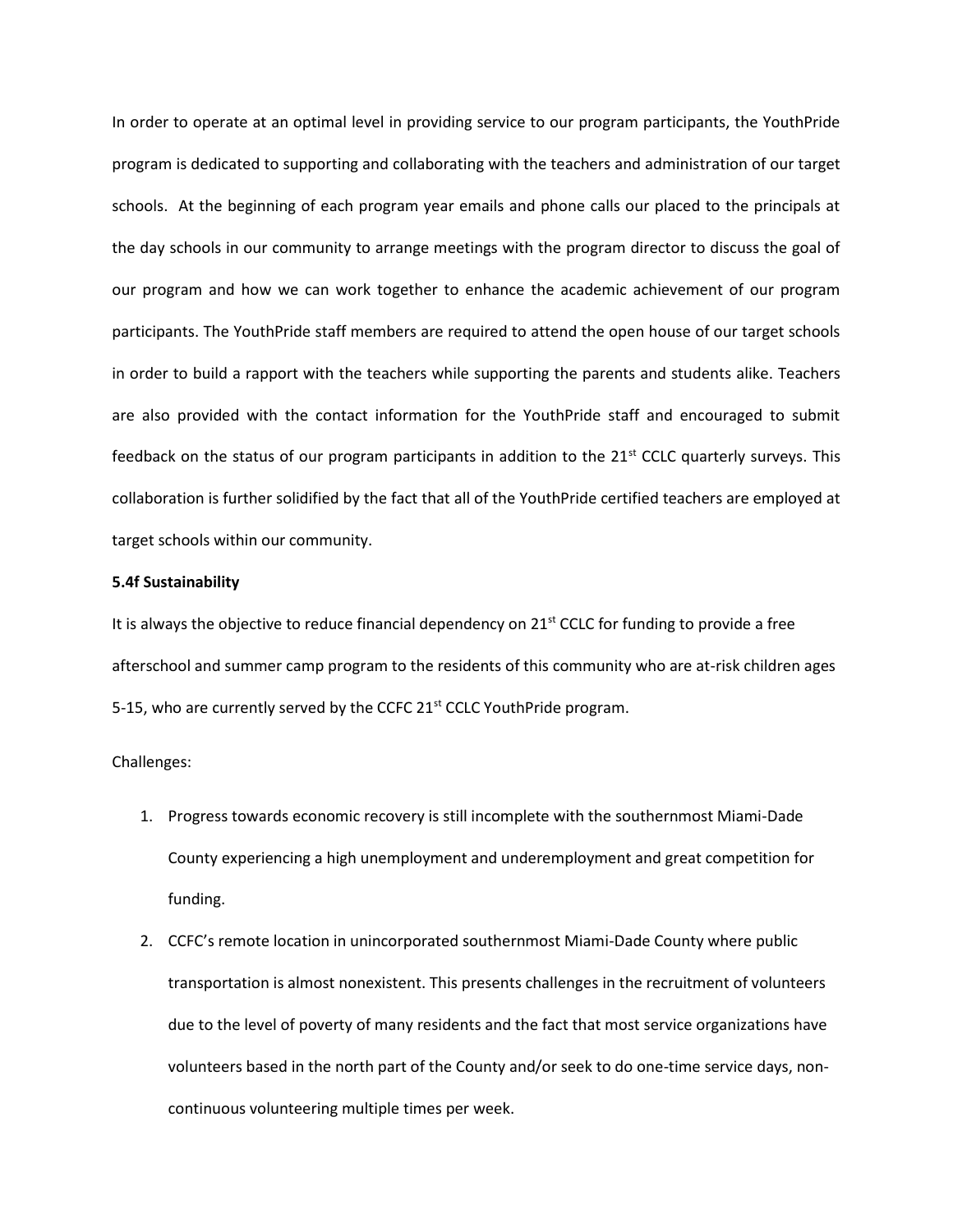In order to operate at an optimal level in providing service to our program participants, the YouthPride program is dedicated to supporting and collaborating with the teachers and administration of our target schools. At the beginning of each program year emails and phone calls our placed to the principals at the day schools in our community to arrange meetings with the program director to discuss the goal of our program and how we can work together to enhance the academic achievement of our program participants. The YouthPride staff members are required to attend the open house of our target schools in order to build a rapport with the teachers while supporting the parents and students alike. Teachers are also provided with the contact information for the YouthPride staff and encouraged to submit feedback on the status of our program participants in addition to the 21st CCLC quarterly surveys. This collaboration is further solidified by the fact that all of the YouthPride certified teachers are employed at target schools within our community.

**5.4f Sustainability**

It is always the objective to reduce financial dependency on 21st CCLC for funding to provide a free afterschool and summer camp program to the residents of this community who are at-risk children ages 5-15, who are currently served by the CCFC 21st CCLC YouthPride program.

Challenges:

1. Progress towards economic recovery is still incomplete with the southernmost Miami-Dade County experiencing a high unemployment and underemployment and great competition for funding.
2. CCFC's remote location in unincorporated southernmost Miami-Dade County where public transportation is almost nonexistent. This presents challenges in the recruitment of volunteers due to the level of poverty of many residents and the fact that most service organizations have volunteers based in the north part of the County and/or seek to do one-time service days, non-continuous volunteering multiple times per week.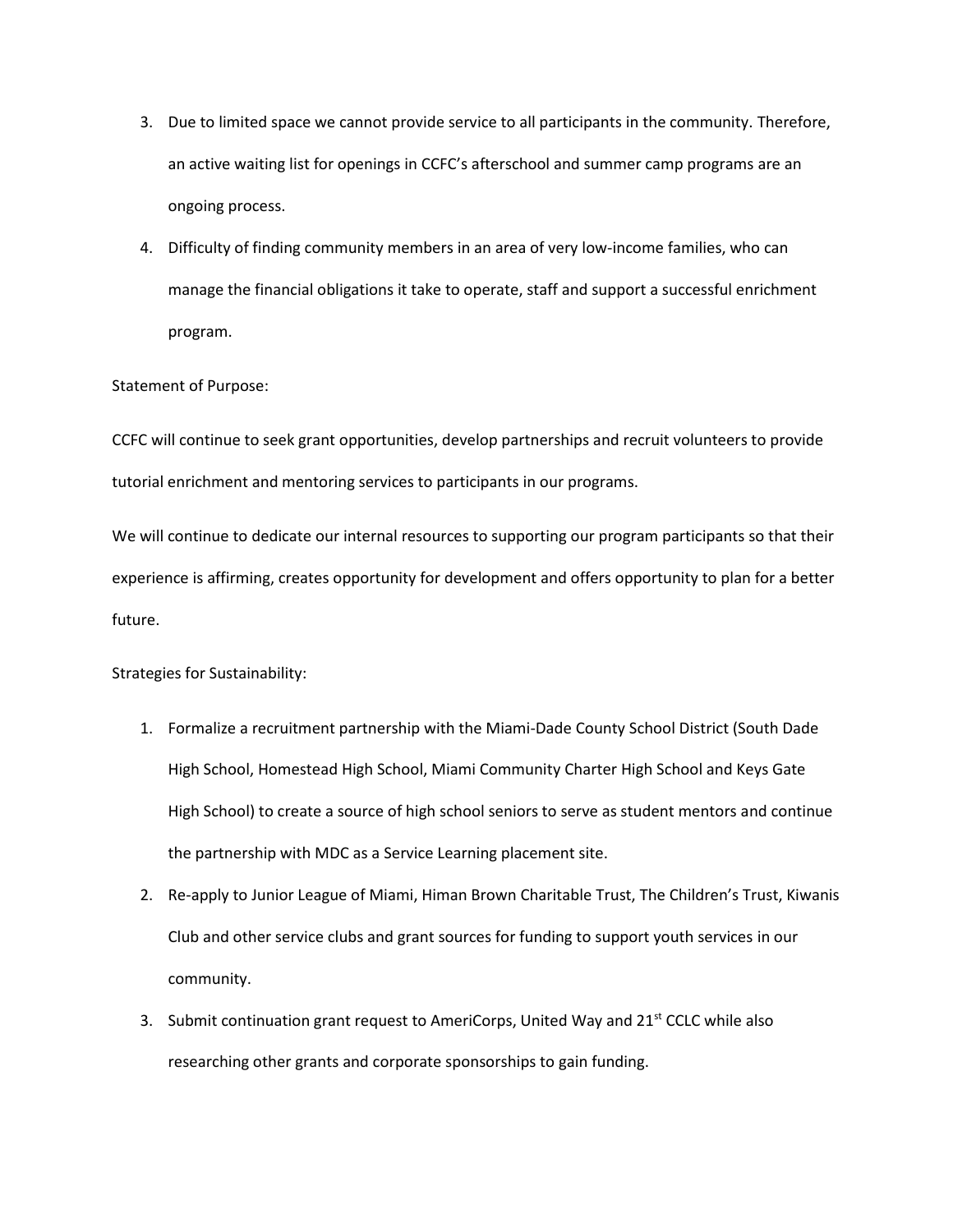3. Due to limited space we cannot provide service to all participants in the community. Therefore, an active waiting list for openings in CCFC's afterschool and summer camp programs are an ongoing process.
4. Difficulty of finding community members in an area of very low-income families, who can manage the financial obligations it take to operate, staff and support a successful enrichment program.

Statement of Purpose:

CCFC will continue to seek grant opportunities, develop partnerships and recruit volunteers to provide tutorial enrichment and mentoring services to participants in our programs.

We will continue to dedicate our internal resources to supporting our program participants so that their experience is affirming, creates opportunity for development and offers opportunity to plan for a better future.

Strategies for Sustainability:

1. Formalize a recruitment partnership with the Miami-Dade County School District (South Dade High School, Homestead High School, Miami Community Charter High School and Keys Gate High School) to create a source of high school seniors to serve as student mentors and continue the partnership with MDC as a Service Learning placement site.
2. Re-apply to Junior League of Miami, Himan Brown Charitable Trust, The Children's Trust, Kiwanis Club and other service clubs and grant sources for funding to support youth services in our community.
3. Submit continuation grant request to AmeriCorps, United Way and 21st CCLC while also researching other grants and corporate sponsorships to gain funding.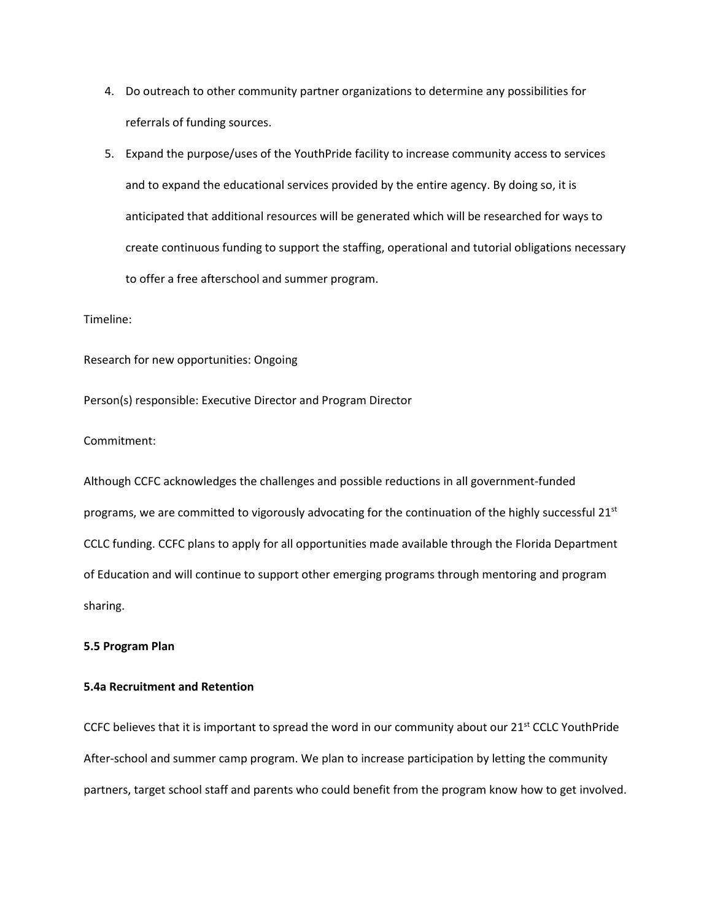4. Do outreach to other community partner organizations to determine any possibilities for referrals of funding sources.
5. Expand the purpose/uses of the YouthPride facility to increase community access to services and to expand the educational services provided by the entire agency. By doing so, it is anticipated that additional resources will be generated which will be researched for ways to create continuous funding to support the staffing, operational and tutorial obligations necessary to offer a free afterschool and summer program.

Timeline:

Research for new opportunities: Ongoing

Person(s) responsible: Executive Director and Program Director

Commitment:

Although CCFC acknowledges the challenges and possible reductions in all government-funded programs, we are committed to vigorously advocating for the continuation of the highly successful 21st CCLC funding. CCFC plans to apply for all opportunities made available through the Florida Department of Education and will continue to support other emerging programs through mentoring and program sharing.

**5.5 Program Plan**

**5.4a Recruitment and Retention**

CCFC believes that it is important to spread the word in our community about our 21st CCLC YouthPride After-school and summer camp program. We plan to increase participation by letting the community partners, target school staff and parents who could benefit from the program know how to get involved.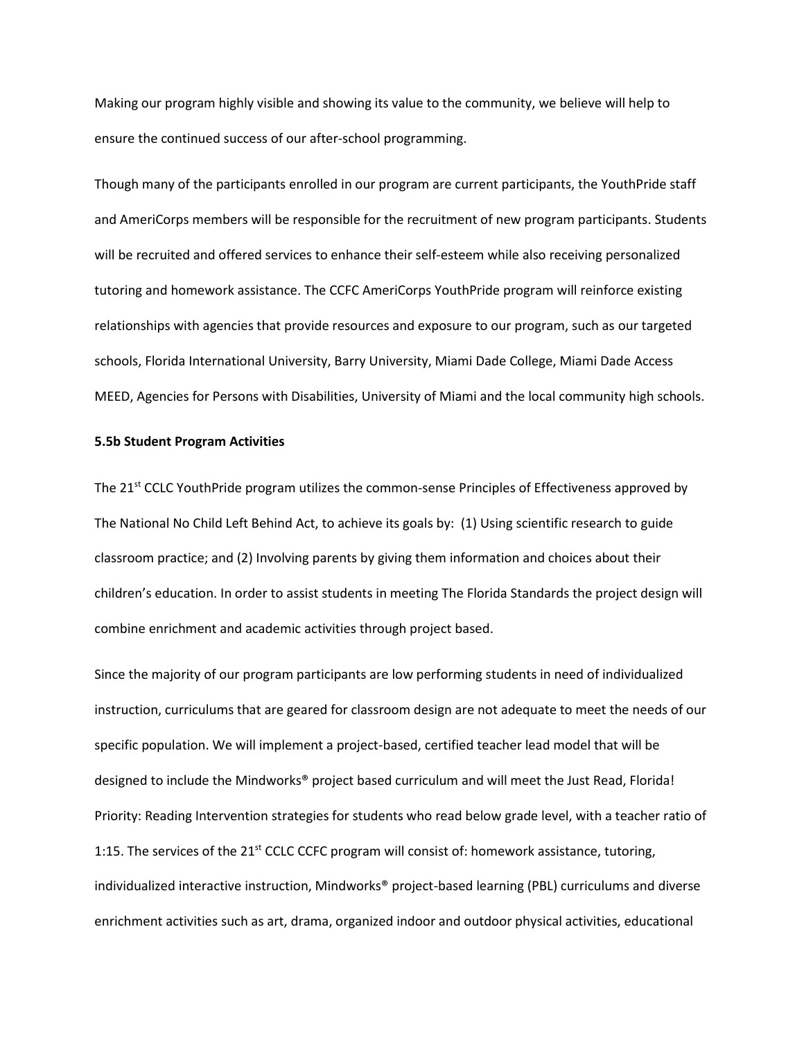Making our program highly visible and showing its value to the community, we believe will help to ensure the continued success of our after-school programming.

Though many of the participants enrolled in our program are current participants, the YouthPride staff and AmeriCorps members will be responsible for the recruitment of new program participants. Students will be recruited and offered services to enhance their self-esteem while also receiving personalized tutoring and homework assistance. The CCFC AmeriCorps YouthPride program will reinforce existing relationships with agencies that provide resources and exposure to our program, such as our targeted schools, Florida International University, Barry University, Miami Dade College, Miami Dade Access MEED, Agencies for Persons with Disabilities, University of Miami and the local community high schools.

**5.5b Student Program Activities**

The 21st CCLC YouthPride program utilizes the common-sense Principles of Effectiveness approved by The National No Child Left Behind Act, to achieve its goals by: (1) Using scientific research to guide classroom practice; and (2) Involving parents by giving them information and choices about their children's education. In order to assist students in meeting The Florida Standards the project design will combine enrichment and academic activities through project based.

Since the majority of our program participants are low performing students in need of individualized instruction, curriculums that are geared for classroom design are not adequate to meet the needs of our specific population. We will implement a project-based, certified teacher lead model that will be designed to include the Mindworks® project based curriculum and will meet the Just Read, Florida! Priority: Reading Intervention strategies for students who read below grade level, with a teacher ratio of 1:15. The services of the 21st CCLC CCFC program will consist of: homework assistance, tutoring, individualized interactive instruction, Mindworks® project-based learning (PBL) curriculums and diverse enrichment activities such as art, drama, organized indoor and outdoor physical activities, educational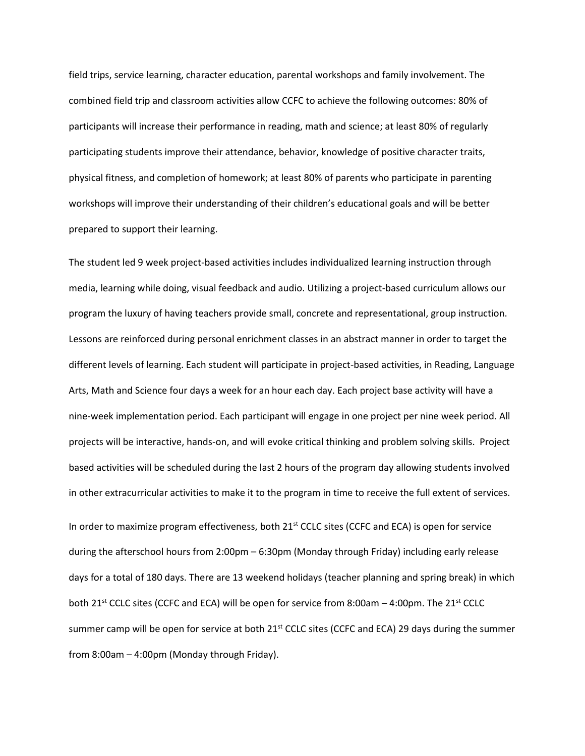field trips, service learning, character education, parental workshops and family involvement. The combined field trip and classroom activities allow CCFC to achieve the following outcomes: 80% of participants will increase their performance in reading, math and science; at least 80% of regularly participating students improve their attendance, behavior, knowledge of positive character traits, physical fitness, and completion of homework; at least 80% of parents who participate in parenting workshops will improve their understanding of their children's educational goals and will be better prepared to support their learning.

The student led 9 week project-based activities includes individualized learning instruction through media, learning while doing, visual feedback and audio. Utilizing a project-based curriculum allows our program the luxury of having teachers provide small, concrete and representational, group instruction. Lessons are reinforced during personal enrichment classes in an abstract manner in order to target the different levels of learning. Each student will participate in project-based activities, in Reading, Language Arts, Math and Science four days a week for an hour each day. Each project base activity will have a nine-week implementation period. Each participant will engage in one project per nine week period. All projects will be interactive, hands-on, and will evoke critical thinking and problem solving skills. Project based activities will be scheduled during the last 2 hours of the program day allowing students involved in other extracurricular activities to make it to the program in time to receive the full extent of services.

In order to maximize program effectiveness, both 21st CCLC sites (CCFC and ECA) is open for service during the afterschool hours from 2:00pm – 6:30pm (Monday through Friday) including early release days for a total of 180 days. There are 13 weekend holidays (teacher planning and spring break) in which both 21st CCLC sites (CCFC and ECA) will be open for service from 8:00am – 4:00pm. The 21st CCLC summer camp will be open for service at both 21st CCLC sites (CCFC and ECA) 29 days during the summer from 8:00am – 4:00pm (Monday through Friday).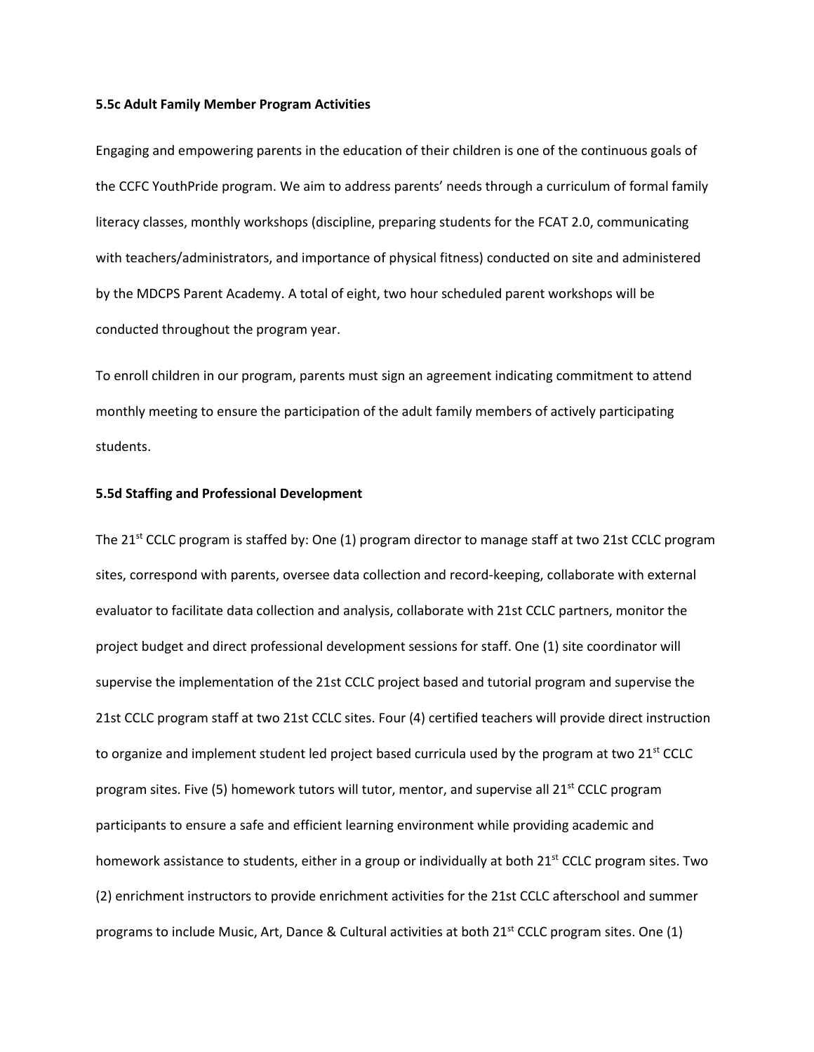**5.5c Adult Family Member Program Activities**

Engaging and empowering parents in the education of their children is one of the continuous goals of the CCFC YouthPride program. We aim to address parents' needs through a curriculum of formal family literacy classes, monthly workshops (discipline, preparing students for the FCAT 2.0, communicating with teachers/administrators, and importance of physical fitness) conducted on site and administered by the MDCPS Parent Academy. A total of eight, two hour scheduled parent workshops will be conducted throughout the program year.

To enroll children in our program, parents must sign an agreement indicating commitment to attend monthly meeting to ensure the participation of the adult family members of actively participating students.

**5.5d Staffing and Professional Development**

The 21st CCLC program is staffed by: One (1) program director to manage staff at two 21st CCLC program sites, correspond with parents, oversee data collection and record-keeping, collaborate with external evaluator to facilitate data collection and analysis, collaborate with 21st CCLC partners, monitor the project budget and direct professional development sessions for staff. One (1) site coordinator will supervise the implementation of the 21st CCLC project based and tutorial program and supervise the 21st CCLC program staff at two 21st CCLC sites. Four (4) certified teachers will provide direct instruction to organize and implement student led project based curricula used by the program at two 21st CCLC program sites. Five (5) homework tutors will tutor, mentor, and supervise all 21st CCLC program participants to ensure a safe and efficient learning environment while providing academic and homework assistance to students, either in a group or individually at both 21st CCLC program sites. Two (2) enrichment instructors to provide enrichment activities for the 21st CCLC afterschool and summer programs to include Music, Art, Dance & Cultural activities at both 21st CCLC program sites. One (1)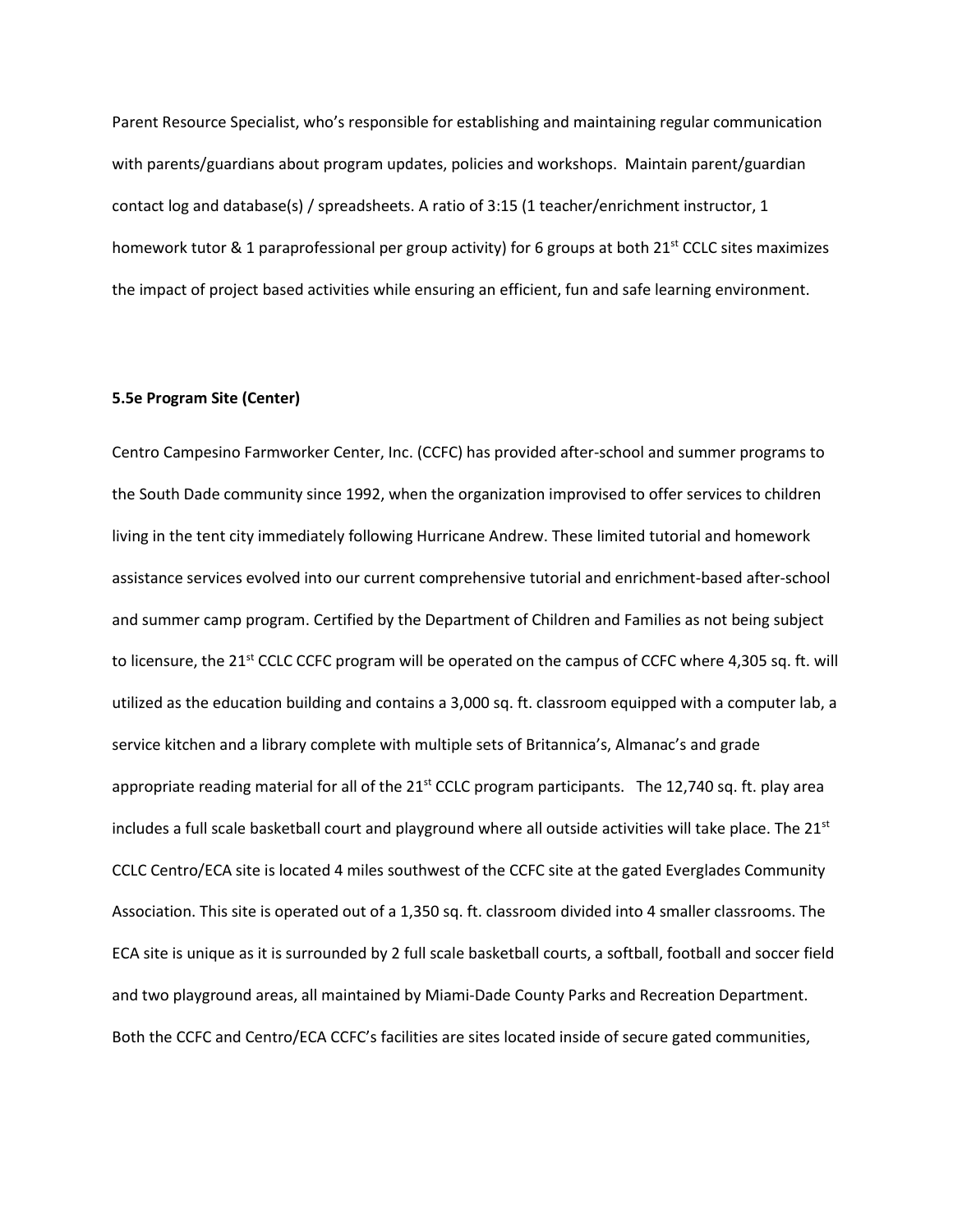Parent Resource Specialist, who's responsible for establishing and maintaining regular communication with parents/guardians about program updates, policies and workshops. Maintain parent/guardian contact log and database(s) / spreadsheets. A ratio of 3:15 (1 teacher/enrichment instructor, 1 homework tutor & 1 paraprofessional per group activity) for 6 groups at both 21st CCLC sites maximizes the impact of project based activities while ensuring an efficient, fun and safe learning environment.

**5.5e Program Site (Center)**

Centro Campesino Farmworker Center, Inc. (CCFC) has provided after-school and summer programs to the South Dade community since 1992, when the organization improvised to offer services to children living in the tent city immediately following Hurricane Andrew. These limited tutorial and homework assistance services evolved into our current comprehensive tutorial and enrichment-based after-school and summer camp program. Certified by the Department of Children and Families as not being subject to licensure, the 21st CCLC CCFC program will be operated on the campus of CCFC where 4,305 sq. ft. will utilized as the education building and contains a 3,000 sq. ft. classroom equipped with a computer lab, a service kitchen and a library complete with multiple sets of Britannica's, Almanac's and grade appropriate reading material for all of the 21st CCLC program participants. The 12,740 sq. ft. play area includes a full scale basketball court and playground where all outside activities will take place. The 21st CCLC Centro/ECA site is located 4 miles southwest of the CCFC site at the gated Everglades Community Association. This site is operated out of a 1,350 sq. ft. classroom divided into 4 smaller classrooms. The ECA site is unique as it is surrounded by 2 full scale basketball courts, a softball, football and soccer field and two playground areas, all maintained by Miami-Dade County Parks and Recreation Department. Both the CCFC and Centro/ECA CCFC's facilities are sites located inside of secure gated communities,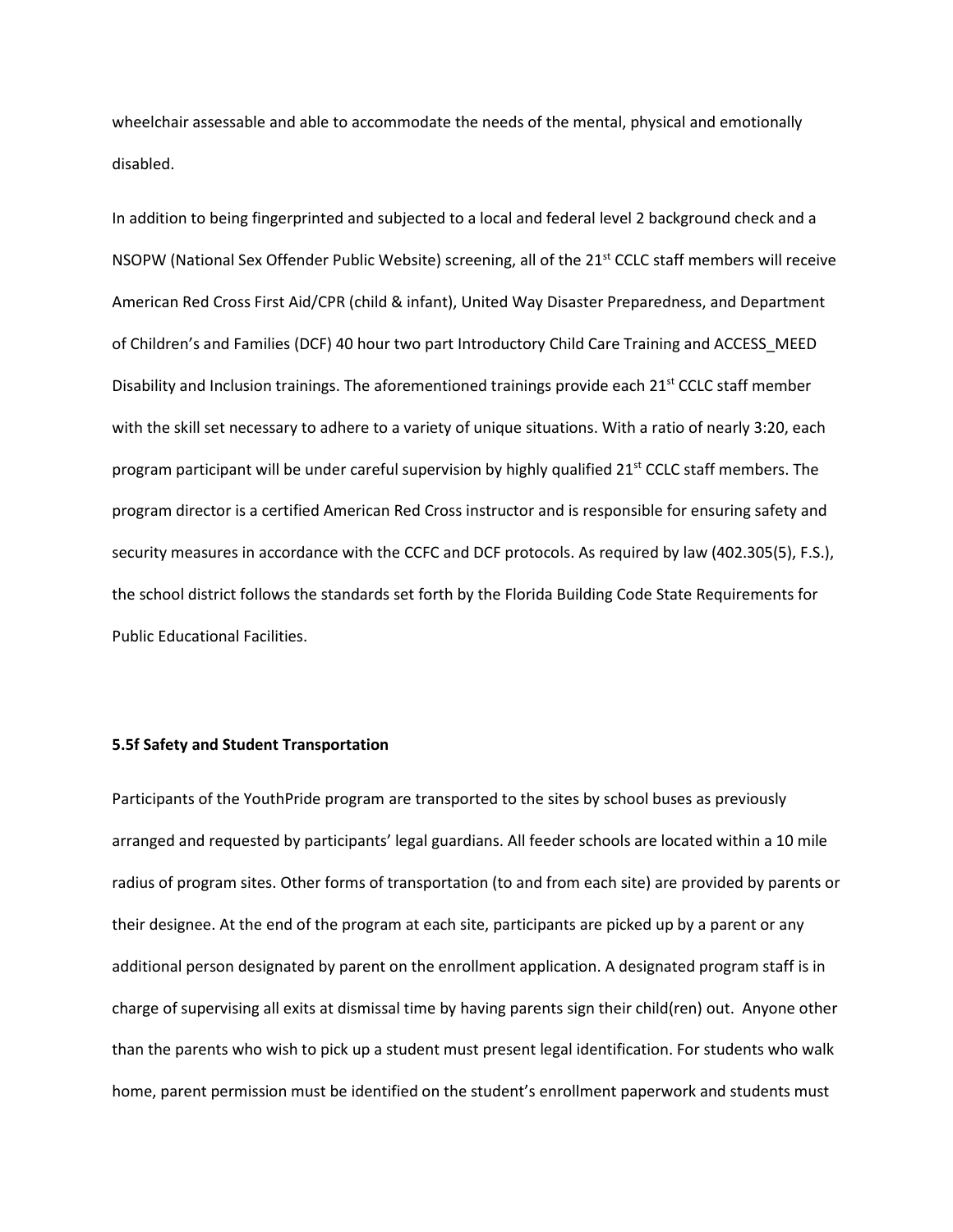wheelchair assessable and able to accommodate the needs of the mental, physical and emotionally disabled.

In addition to being fingerprinted and subjected to a local and federal level 2 background check and a NSOPW (National Sex Offender Public Website) screening, all of the 21st CCLC staff members will receive American Red Cross First Aid/CPR (child & infant), United Way Disaster Preparedness, and Department of Children's and Families (DCF) 40 hour two part Introductory Child Care Training and ACCESS_MEED Disability and Inclusion trainings. The aforementioned trainings provide each 21st CCLC staff member with the skill set necessary to adhere to a variety of unique situations. With a ratio of nearly 3:20, each program participant will be under careful supervision by highly qualified 21st CCLC staff members. The program director is a certified American Red Cross instructor and is responsible for ensuring safety and security measures in accordance with the CCFC and DCF protocols. As required by law (402.305(5), F.S.), the school district follows the standards set forth by the Florida Building Code State Requirements for Public Educational Facilities.

**5.5f Safety and Student Transportation**

Participants of the YouthPride program are transported to the sites by school buses as previously arranged and requested by participants' legal guardians. All feeder schools are located within a 10 mile radius of program sites. Other forms of transportation (to and from each site) are provided by parents or their designee. At the end of the program at each site, participants are picked up by a parent or any additional person designated by parent on the enrollment application. A designated program staff is in charge of supervising all exits at dismissal time by having parents sign their child(ren) out. Anyone other than the parents who wish to pick up a student must present legal identification. For students who walk home, parent permission must be identified on the student's enrollment paperwork and students must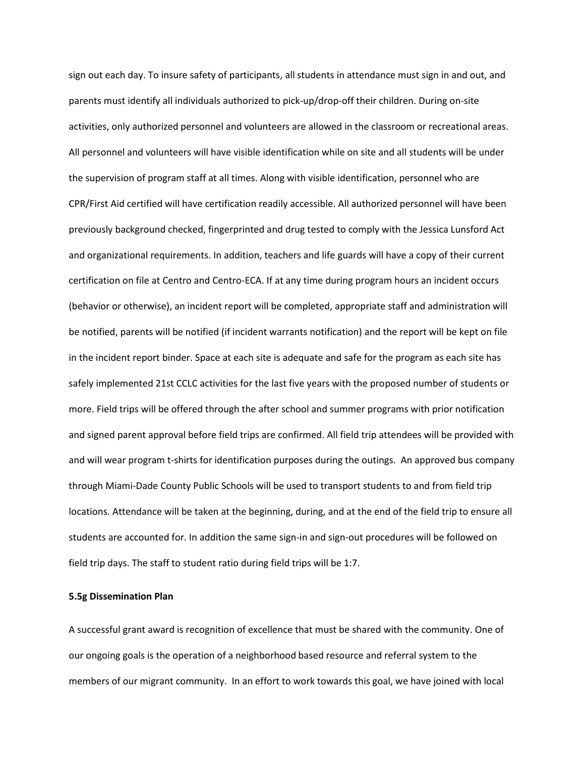sign out each day. To insure safety of participants, all students in attendance must sign in and out, and parents must identify all individuals authorized to pick-up/drop-off their children. During on-site activities, only authorized personnel and volunteers are allowed in the classroom or recreational areas. All personnel and volunteers will have visible identification while on site and all students will be under the supervision of program staff at all times. Along with visible identification, personnel who are CPR/First Aid certified will have certification readily accessible. All authorized personnel will have been previously background checked, fingerprinted and drug tested to comply with the Jessica Lunsford Act and organizational requirements. In addition, teachers and life guards will have a copy of their current certification on file at Centro and Centro-ECA. If at any time during program hours an incident occurs (behavior or otherwise), an incident report will be completed, appropriate staff and administration will be notified, parents will be notified (if incident warrants notification) and the report will be kept on file in the incident report binder. Space at each site is adequate and safe for the program as each site has safely implemented 21st CCLC activities for the last five years with the proposed number of students or more. Field trips will be offered through the after school and summer programs with prior notification and signed parent approval before field trips are confirmed. All field trip attendees will be provided with and will wear program t-shirts for identification purposes during the outings. An approved bus company through Miami-Dade County Public Schools will be used to transport students to and from field trip locations. Attendance will be taken at the beginning, during, and at the end of the field trip to ensure all students are accounted for. In addition the same sign-in and sign-out procedures will be followed on field trip days. The staff to student ratio during field trips will be 1:7.

**5.5g Dissemination Plan**

A successful grant award is recognition of excellence that must be shared with the community. One of our ongoing goals is the operation of a neighborhood based resource and referral system to the members of our migrant community. In an effort to work towards this goal, we have joined with local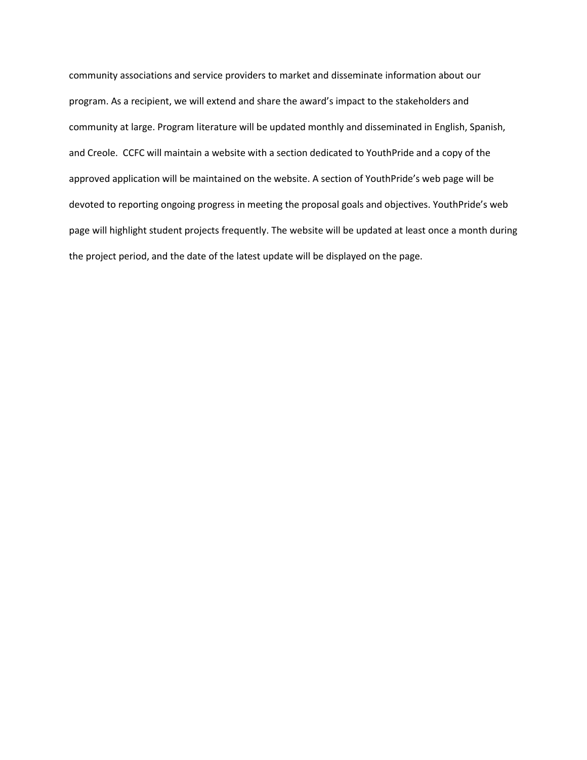community associations and service providers to market and disseminate information about our program. As a recipient, we will extend and share the award's impact to the stakeholders and community at large. Program literature will be updated monthly and disseminated in English, Spanish, and Creole. CCFC will maintain a website with a section dedicated to YouthPride and a copy of the approved application will be maintained on the website. A section of YouthPride's web page will be devoted to reporting ongoing progress in meeting the proposal goals and objectives. YouthPride's web page will highlight student projects frequently. The website will be updated at least once a month during the project period, and the date of the latest update will be displayed on the page.